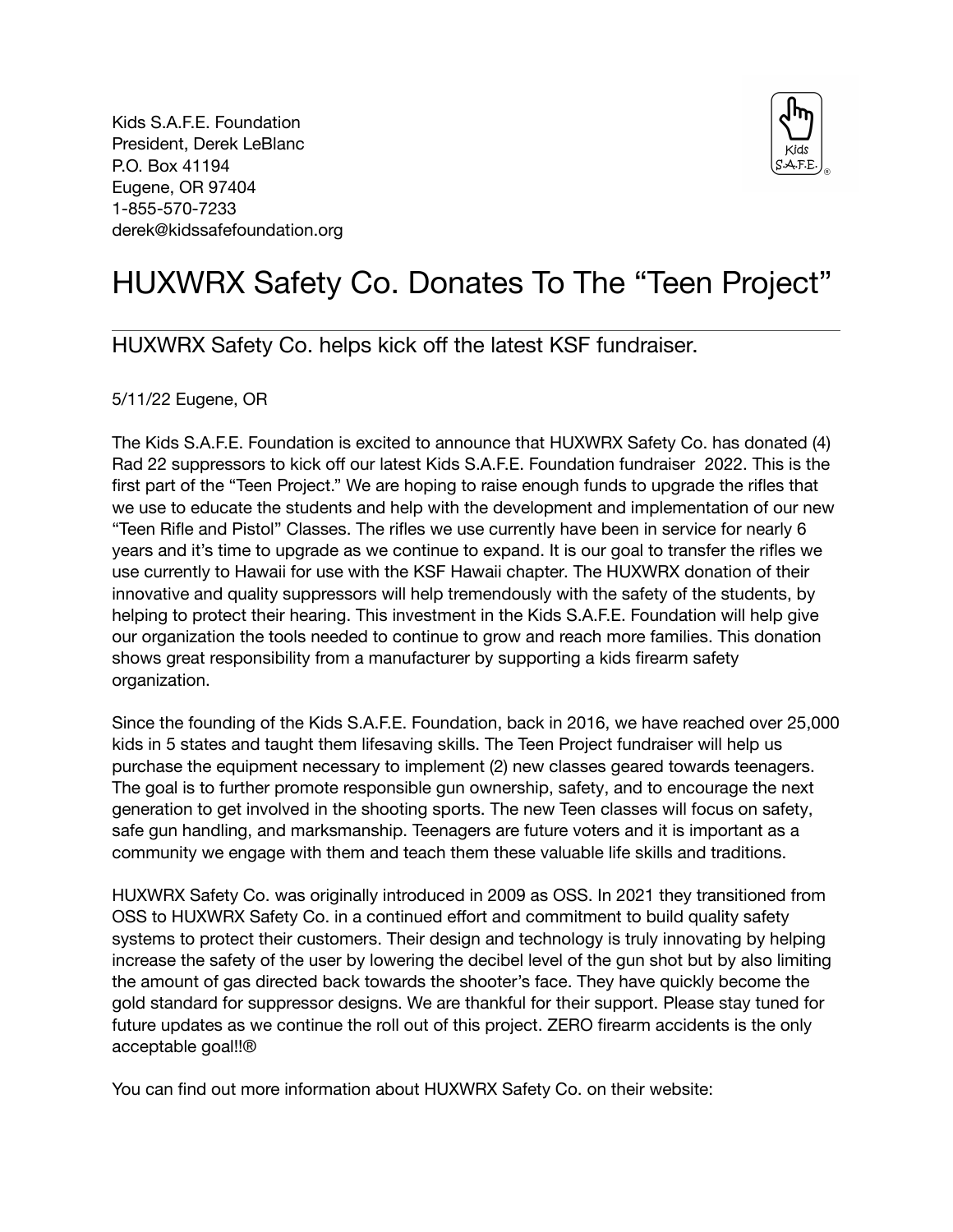Kids S.A.F.E. Foundation
President, Derek LeBlanc
P.O. Box 41194
Eugene, OR 97404
1-855-570-7233
derek@kidssafefoundation.org

# HUXWRX Safety Co. Donates To The "Teen Project"

## HUXWRX Safety Co. helps kick off the latest KSF fundraiser.

5/11/22 Eugene, OR

The Kids S.A.F.E. Foundation is excited to announce that HUXWRX Safety Co. has donated (4) Rad 22 suppressors to kick off our latest Kids S.A.F.E. Foundation fundraiser 2022. This is the first part of the "Teen Project." We are hoping to raise enough funds to upgrade the rifles that we use to educate the students and help with the development and implementation of our new "Teen Rifle and Pistol" Classes. The rifles we use currently have been in service for nearly 6 years and it's time to upgrade as we continue to expand. It is our goal to transfer the rifles we use currently to Hawaii for use with the KSF Hawaii chapter. The HUXWRX donation of their innovative and quality suppressors will help tremendously with the safety of the students, by helping to protect their hearing. This investment in the Kids S.A.F.E. Foundation will help give our organization the tools needed to continue to grow and reach more families. This donation shows great responsibility from a manufacturer by supporting a kids firearm safety organization.

Since the founding of the Kids S.A.F.E. Foundation, back in 2016, we have reached over 25,000 kids in 5 states and taught them lifesaving skills. The Teen Project fundraiser will help us purchase the equipment necessary to implement (2) new classes geared towards teenagers. The goal is to further promote responsible gun ownership, safety, and to encourage the next generation to get involved in the shooting sports. The new Teen classes will focus on safety, safe gun handling, and marksmanship. Teenagers are future voters and it is important as a community we engage with them and teach them these valuable life skills and traditions.

HUXWRX Safety Co. was originally introduced in 2009 as OSS. In 2021 they transitioned from OSS to HUXWRX Safety Co. in a continued effort and commitment to build quality safety systems to protect their customers. Their design and technology is truly innovating by helping increase the safety of the user by lowering the decibel level of the gun shot but by also limiting the amount of gas directed back towards the shooter's face. They have quickly become the gold standard for suppressor designs. We are thankful for their support. Please stay tuned for future updates as we continue the roll out of this project. ZERO firearm accidents is the only acceptable goal!!®

You can find out more information about HUXWRX Safety Co. on their website: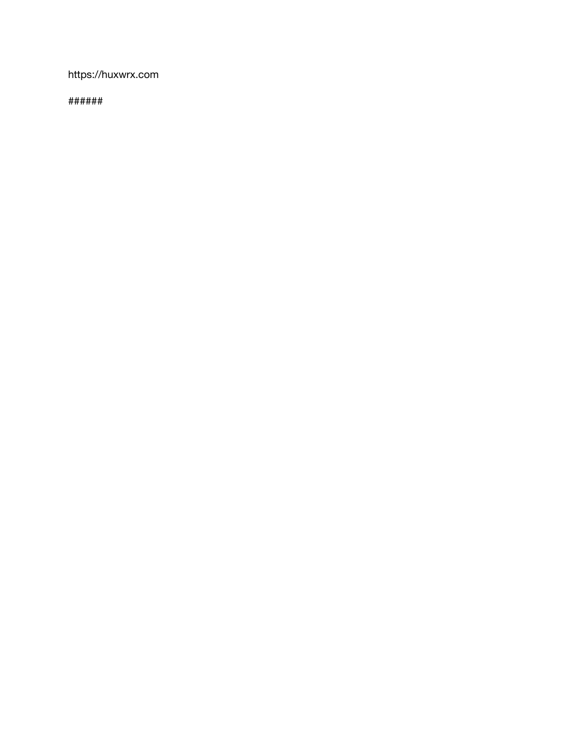https://huxwrx.com

######